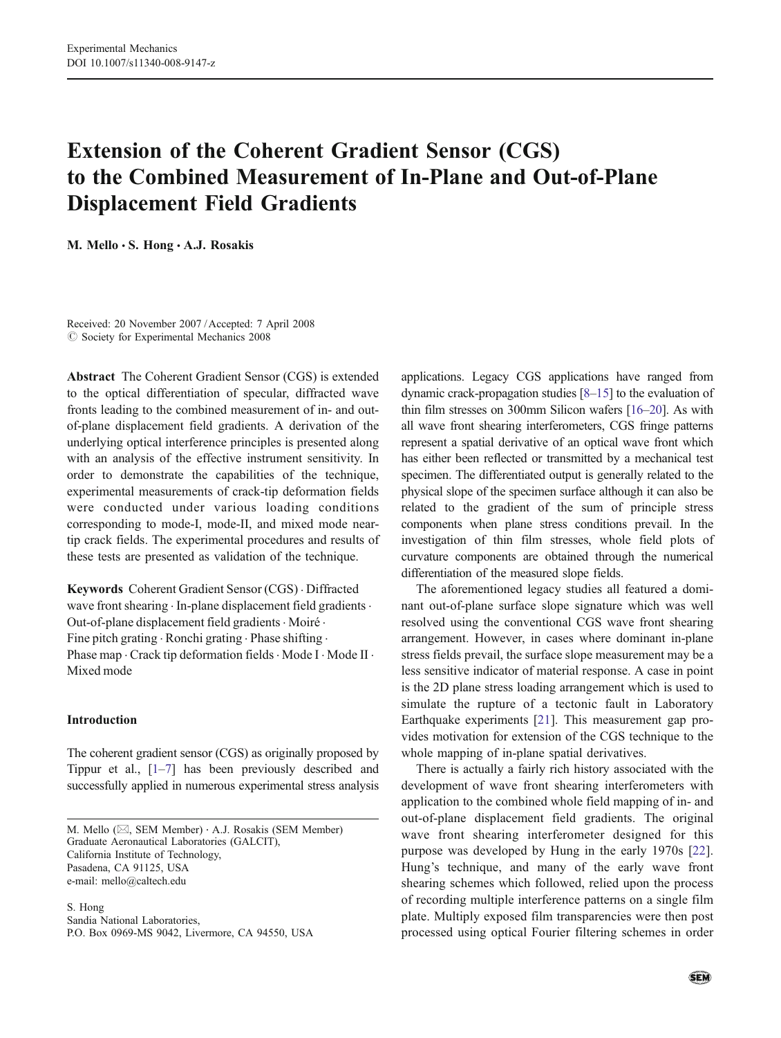# Extension of the Coherent Gradient Sensor (CGS) to the Combined Measurement of In-Plane and Out-of-Plane Displacement Field Gradients

**M. Mello · S. Hong · A.J. Rosakis**

Received: 20 November 2007 / Accepted: 7 April 2008
© Society for Experimental Mechanics 2008

**Abstract** The Coherent Gradient Sensor (CGS) is extended to the optical differentiation of specular, diffracted wave fronts leading to the combined measurement of in- and out-of-plane displacement field gradients. A derivation of the underlying optical interference principles is presented along with an analysis of the effective instrument sensitivity. In order to demonstrate the capabilities of the technique, experimental measurements of crack-tip deformation fields were conducted under various loading conditions corresponding to mode-I, mode-II, and mixed mode near-tip crack fields. The experimental procedures and results of these tests are presented as validation of the technique.

**Keywords** Coherent Gradient Sensor (CGS) · Diffracted wave front shearing · In-plane displacement field gradients · Out-of-plane displacement field gradients · Moiré · Fine pitch grating · Ronchi grating · Phase shifting · Phase map · Crack tip deformation fields · Mode I · Mode II · Mixed mode

## Introduction

The coherent gradient sensor (CGS) as originally proposed by Tippur et al., [1–7] has been previously described and successfully applied in numerous experimental stress analysis applications. Legacy CGS applications have ranged from dynamic crack-propagation studies [8–15] to the evaluation of thin film stresses on 300mm Silicon wafers [16–20]. As with all wave front shearing interferometers, CGS fringe patterns represent a spatial derivative of an optical wave front which has either been reflected or transmitted by a mechanical test specimen. The differentiated output is generally related to the physical slope of the specimen surface although it can also be related to the gradient of the sum of principle stress components when plane stress conditions prevail. In the investigation of thin film stresses, whole field plots of curvature components are obtained through the numerical differentiation of the measured slope fields.

The aforementioned legacy studies all featured a dominant out-of-plane surface slope signature which was well resolved using the conventional CGS wave front shearing arrangement. However, in cases where dominant in-plane stress fields prevail, the surface slope measurement may be a less sensitive indicator of material response. A case in point is the 2D plane stress loading arrangement which is used to simulate the rupture of a tectonic fault in Laboratory Earthquake experiments [21]. This measurement gap provides motivation for extension of the CGS technique to the whole mapping of in-plane spatial derivatives.

There is actually a fairly rich history associated with the development of wave front shearing interferometers with application to the combined whole field mapping of in- and out-of-plane displacement field gradients. The original wave front shearing interferometer designed for this purpose was developed by Hung in the early 1970s [22]. Hung's technique, and many of the early wave front shearing schemes which followed, relied upon the process of recording multiple interference patterns on a single film plate. Multiply exposed film transparencies were then post processed using optical Fourier filtering schemes in order

M. Mello (✉, SEM Member) · A.J. Rosakis (SEM Member)
Graduate Aeronautical Laboratories (GALCIT),
California Institute of Technology,
Pasadena, CA 91125, USA
e-mail: mello@caltech.edu

S. Hong
Sandia National Laboratories,
P.O. Box 0969-MS 9042, Livermore, CA 94550, USA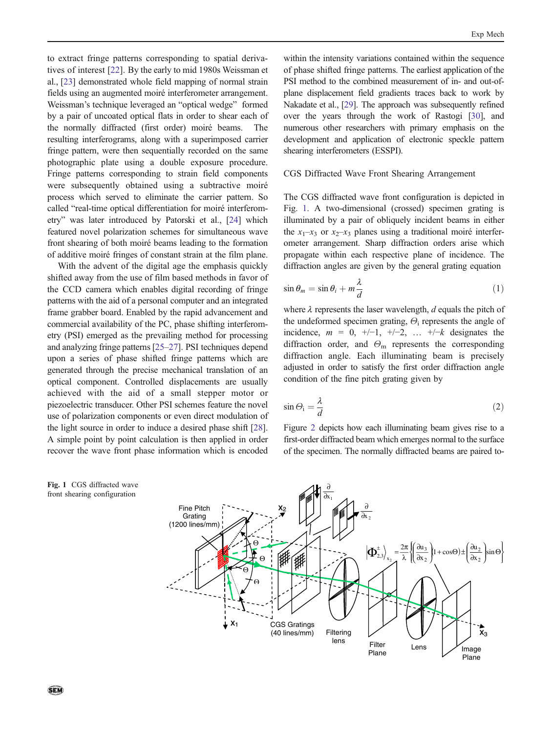to extract fringe patterns corresponding to spatial derivatives of interest [22]. By the early to mid 1980s Weissman et al., [23] demonstrated whole field mapping of normal strain fields using an augmented moiré interferometer arrangement. Weissman's technique leveraged an "optical wedge" formed by a pair of uncoated optical flats in order to shear each of the normally diffracted (first order) moiré beams. The resulting interferograms, along with a superimposed carrier fringe pattern, were then sequentially recorded on the same photographic plate using a double exposure procedure. Fringe patterns corresponding to strain field components were subsequently obtained using a subtractive moiré process which served to eliminate the carrier pattern. So called "real-time optical differentiation for moiré interferometry" was later introduced by Patorski et al., [24] which featured novel polarization schemes for simultaneous wave front shearing of both moiré beams leading to the formation of additive moiré fringes of constant strain at the film plane.

With the advent of the digital age the emphasis quickly shifted away from the use of film based methods in favor of the CCD camera which enables digital recording of fringe patterns with the aid of a personal computer and an integrated frame grabber board. Enabled by the rapid advancement and commercial availability of the PC, phase shifting interferometry (PSI) emerged as the prevailing method for processing and analyzing fringe patterns [25–27]. PSI techniques depend upon a series of phase shifted fringe patterns which are generated through the precise mechanical translation of an optical component. Controlled displacements are usually achieved with the aid of a small stepper motor or piezoelectric transducer. Other PSI schemes feature the novel use of polarization components or even direct modulation of the light source in order to induce a desired phase shift [28]. A simple point by point calculation is then applied in order recover the wave front phase information which is encoded within the intensity variations contained within the sequence of phase shifted fringe patterns. The earliest application of the PSI method to the combined measurement of in- and out-of-plane displacement field gradients traces back to work by Nakadate et al., [29]. The approach was subsequently refined over the years through the work of Rastogi [30], and numerous other researchers with primary emphasis on the development and application of electronic speckle pattern shearing interferometers (ESSPI).

## CGS Diffracted Wave Front Shearing Arrangement

The CGS diffracted wave front configuration is depicted in Fig. 1. A two-dimensional (crossed) specimen grating is illuminated by a pair of obliquely incident beams in either the $x_1$–$x_3$ or $x_2$–$x_3$ planes using a traditional moiré interferometer arrangement. Sharp diffraction orders arise which propagate within each respective plane of incidence. The diffraction angles are given by the general grating equation

$$\sin \theta_m = \sin \theta_i + m\frac{\lambda}{d} \tag{1}$$

where $\lambda$ represents the laser wavelength, $d$ equals the pitch of the undeformed specimen grating, $\Theta_i$ represents the angle of incidence, $m$ = 0, +/−1, +/−2, … +/−$k$ designates the diffraction order, and $\Theta_m$ represents the corresponding diffraction angle. Each illuminating beam is precisely adjusted in order to satisfy the first order diffraction angle condition of the fine pitch grating given by

$$\sin \Theta_i = \frac{\lambda}{d} \tag{2}$$

Figure 2 depicts how each illuminating beam gives rise to a first-order diffracted beam which emerges normal to the surface of the specimen. The normally diffracted beams are paired to-

Fig. 1 CGS diffracted wave front shearing configuration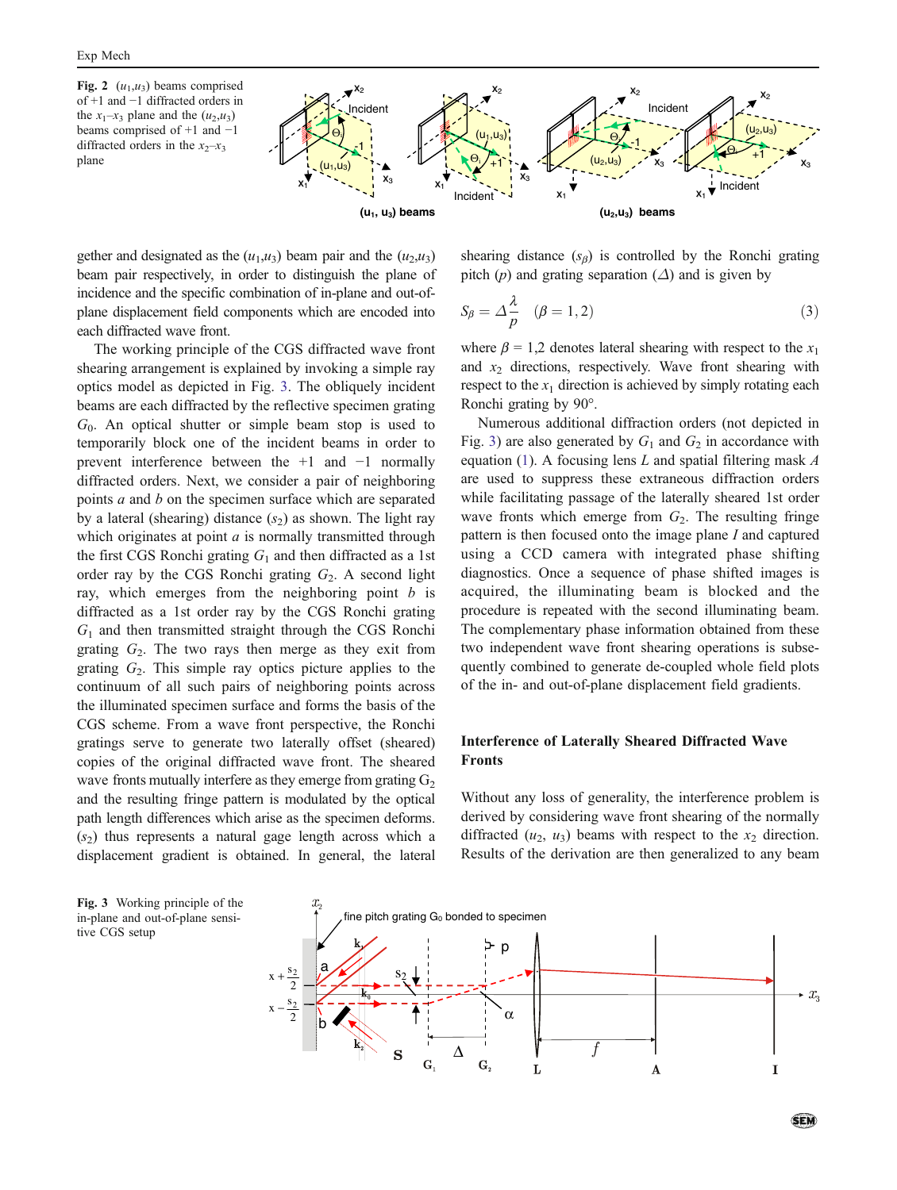**Fig. 2** ($u_1$,$u_3$) beams comprised of +1 and −1 diffracted orders in the $x_1$–$x_3$ plane and the ($u_2$,$u_3$) beams comprised of +1 and −1 diffracted orders in the $x_2$–$x_3$ plane

gether and designated as the ($u_1$,$u_3$) beam pair and the ($u_2$,$u_3$) beam pair respectively, in order to distinguish the plane of incidence and the specific combination of in-plane and out-of-plane displacement field components which are encoded into each diffracted wave front.

The working principle of the CGS diffracted wave front shearing arrangement is explained by invoking a simple ray optics model as depicted in Fig. 3. The obliquely incident beams are each diffracted by the reflective specimen grating $G_0$. An optical shutter or simple beam stop is used to temporarily block one of the incident beams in order to prevent interference between the +1 and −1 normally diffracted orders. Next, we consider a pair of neighboring points *a* and *b* on the specimen surface which are separated by a lateral (shearing) distance ($s_2$) as shown. The light ray which originates at point *a* is normally transmitted through the first CGS Ronchi grating $G_1$ and then diffracted as a 1st order ray by the CGS Ronchi grating $G_2$. A second light ray, which emerges from the neighboring point *b* is diffracted as a 1st order ray by the CGS Ronchi grating $G_1$ and then transmitted straight through the CGS Ronchi grating $G_2$. The two rays then merge as they exit from grating $G_2$. This simple ray optics picture applies to the continuum of all such pairs of neighboring points across the illuminated specimen surface and forms the basis of the CGS scheme. From a wave front perspective, the Ronchi gratings serve to generate two laterally offset (sheared) copies of the original diffracted wave front. The sheared wave fronts mutually interfere as they emerge from grating $G_2$ and the resulting fringe pattern is modulated by the optical path length differences which arise as the specimen deforms. ($s_2$) thus represents a natural gage length across which a displacement gradient is obtained. In general, the lateral shearing distance ($s_\beta$) is controlled by the Ronchi grating pitch ($p$) and grating separation ($\Delta$) and is given by

$$S_\beta = \Delta \frac{\lambda}{p} \quad (\beta = 1, 2) \tag{3}$$

where $\beta$ = 1,2 denotes lateral shearing with respect to the $x_1$ and $x_2$ directions, respectively. Wave front shearing with respect to the $x_1$ direction is achieved by simply rotating each Ronchi grating by 90°.

Numerous additional diffraction orders (not depicted in Fig. 3) are also generated by $G_1$ and $G_2$ in accordance with equation (1). A focusing lens *L* and spatial filtering mask *A* are used to suppress these extraneous diffraction orders while facilitating passage of the laterally sheared 1st order wave fronts which emerge from $G_2$. The resulting fringe pattern is then focused onto the image plane *I* and captured using a CCD camera with integrated phase shifting diagnostics. Once a sequence of phase shifted images is acquired, the illuminating beam is blocked and the procedure is repeated with the second illuminating beam. The complementary phase information obtained from these two independent wave front shearing operations is subsequently combined to generate de-coupled whole field plots of the in- and out-of-plane displacement field gradients.

## Interference of Laterally Sheared Diffracted Wave Fronts

Without any loss of generality, the interference problem is derived by considering wave front shearing of the normally diffracted ($u_2$, $u_3$) beams with respect to the $x_2$ direction. Results of the derivation are then generalized to any beam

**Fig. 3** Working principle of the in-plane and out-of-plane sensitive CGS setup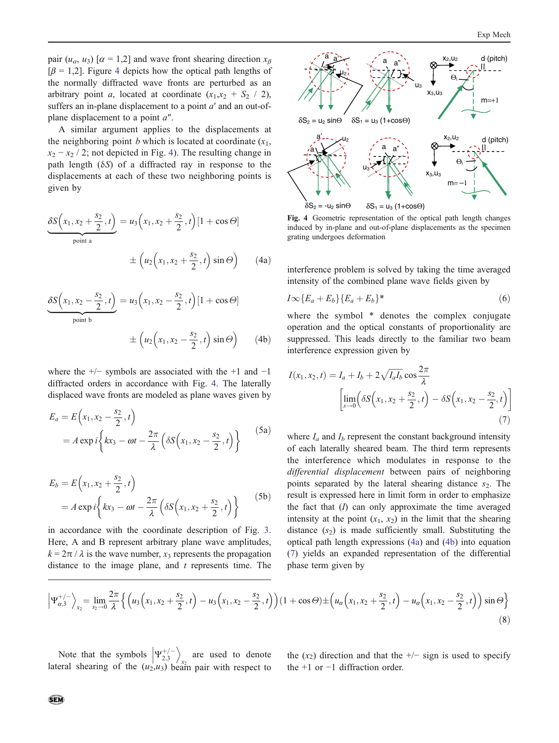pair ($u_\alpha$, $u_3$) [$\alpha$ = 1,2] and wave front shearing direction $x_\beta$ [$\beta$ = 1,2]. Figure 4 depicts how the optical path lengths of the normally diffracted wave fronts are perturbed as an arbitrary point $a$, located at coordinate ($x_1$,$x_2$ + $S_2$ / 2), suffers an in-plane displacement to a point $a'$ and an out-of-plane displacement to a point $a''$.

A similar argument applies to the displacements at the neighboring point $b$ which is located at coordinate ($x_1$, $x_2$ − $x_2$ / 2; not depicted in Fig. 4). The resulting change in path length ($\delta S$) of a diffracted ray in response to the displacements at each of these two neighboring points is given by

$$\underbrace{\delta S\left(x_1, x_2+\frac{s_2}{2}, t\right)}_{\text{point a}} = u_3\left(x_1, x_2+\frac{s_2}{2}, t\right)[1+\cos\Theta] \pm \left(u_2\left(x_1, x_2+\frac{s_2}{2}, t\right)\sin\Theta\right) \quad (4a)$$

$$\underbrace{\delta S\left(x_1, x_2-\frac{s_2}{2}, t\right)}_{\text{point b}} = u_3\left(x_1, x_2-\frac{s_2}{2}, t\right)[1+\cos\Theta] \pm \left(u_2\left(x_1, x_2-\frac{s_2}{2}, t\right)\sin\Theta\right) \quad (4b)$$

where the +/− symbols are associated with the +1 and −1 diffracted orders in accordance with Fig. 4. The laterally displaced wave fronts are modeled as plane waves given by

$$E_a = E\left(x_1, x_2-\frac{s_2}{2}, t\right) = A\exp i\left\{kx_3 - \omega t - \frac{2\pi}{\lambda}\left(\delta S\left(x_1, x_2-\frac{s_2}{2}, t\right)\right)\right\} \quad (5a)$$

$$E_b = E\left(x_1, x_2+\frac{s_2}{2}, t\right) = A\exp i\left\{kx_3 - \omega t - \frac{2\pi}{\lambda}\left(\delta S\left(x_1, x_2+\frac{s_2}{2}, t\right)\right)\right\} \quad (5b)$$

in accordance with the coordinate description of Fig. 3. Here, A and B represent arbitrary plane wave amplitudes, $k = 2\pi / \lambda$ is the wave number, $x_3$ represents the propagation distance to the image plane, and $t$ represents time. The interference problem is solved by taking the time averaged intensity of the combined plane wave fields given by

$$I \propto \{E_a + E_b\}\{E_a + E_b\}^* \quad (6)$$

where the symbol * denotes the complex conjugate operation and the optical constants of proportionality are suppressed. This leads directly to the familiar two beam interference expression given by

$$I(x_1, x_2, t) = I_a + I_b + 2\sqrt{I_a I_b}\cos\frac{2\pi}{\lambda}\left[\lim_{s\to 0}\left(\delta S\left(x_1, x_2+\frac{s_2}{2}, t\right) - \delta S\left(x_1, x_2-\frac{s_2}{2}, t\right)\right)\right] \quad (7)$$

where $I_a$ and $I_b$ represent the constant background intensity of each laterally sheared beam. The third term represents the interference which modulates in response to the *differential displacement* between pairs of neighboring points separated by the lateral shearing distance $s_2$. The result is expressed here in limit form in order to emphasize the fact that ($I$) can only approximate the time averaged intensity at the point ($x_1$, $x_2$) in the limit that the shearing distance ($s_2$) is made sufficiently small. Substituting the optical path length expressions (4a) and (4b) into equation (7) yields an expanded representation of the differential phase term given by

Fig. 4 Geometric representation of the optical path length changes induced by in-plane and out-of-plane displacements as the specimen grating undergoes deformation

$$\left|\Psi_{\alpha,3}^{+/-}\right\rangle_{x_2} = \lim_{s_2\to 0}\frac{2\pi}{\lambda}\left\{\left(u_3\left(x_1, x_2+\frac{s_2}{2}, t\right) - u_3\left(x_1, x_2-\frac{s_2}{2}, t\right)\right)(1+\cos\Theta) \pm \left(u_\alpha\left(x_1, x_2+\frac{s_2}{2}, t\right) - u_\alpha\left(x_1, x_2-\frac{s_2}{2}, t\right)\right)\sin\Theta\right\} \quad (8)$$

Note that the symbols $\left|\Psi_{2,3}^{+/-}\right\rangle_{x_2}$ are used to denote lateral shearing of the ($u_2$,$u_3$) beam pair with respect to the ($x_2$) direction and that the +/− sign is used to specify the +1 or −1 diffraction order.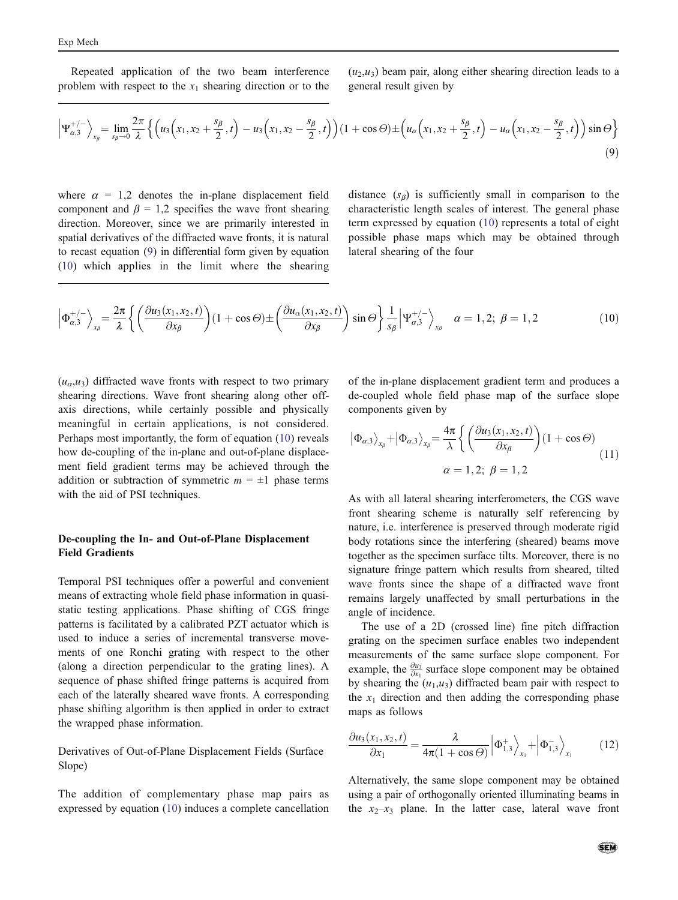Repeated application of the two beam interference problem with respect to the $x_1$ shearing direction or to the $(u_2,u_3)$ beam pair, along either shearing direction leads to a general result given by

$$\left|\Psi_{\alpha,3}^{+/-}\right\rangle_{x_\beta} = \lim_{s_\beta \to 0} \frac{2\pi}{\lambda}\left\{\left(u_3\left(x_1, x_2 + \frac{s_\beta}{2}, t\right) - u_3\left(x_1, x_2 - \frac{s_\beta}{2}, t\right)\right)(1+\cos\Theta) \pm \left(u_\alpha\left(x_1, x_2 + \frac{s_\beta}{2}, t\right) - u_\alpha\left(x_1, x_2 - \frac{s_\beta}{2}, t\right)\right)\sin\Theta\right\} \tag{9}$$

where $\alpha = 1,2$ denotes the in-plane displacement field component and $\beta = 1,2$ specifies the wave front shearing direction. Moreover, since we are primarily interested in spatial derivatives of the diffracted wave fronts, it is natural to recast equation (9) in differential form given by equation (10) which applies in the limit where the shearing distance ($s_\beta$) is sufficiently small in comparison to the characteristic length scales of interest. The general phase term expressed by equation (10) represents a total of eight possible phase maps which may be obtained through lateral shearing of the four

$$\left|\Phi_{\alpha,3}^{+/-}\right\rangle_{x_\beta} = \frac{2\pi}{\lambda}\left\{\left(\frac{\partial u_3(x_1,x_2,t)}{\partial x_\beta}\right)(1+\cos\Theta) \pm \left(\frac{\partial u_\alpha(x_1,x_2,t)}{\partial x_\beta}\right)\sin\Theta\right\}\frac{1}{s_\beta}\left|\Psi_{\alpha,3}^{+/-}\right\rangle_{x_\beta} \quad \alpha = 1,2;\ \beta = 1,2 \tag{10}$$

$(u_\alpha,u_3)$ diffracted wave fronts with respect to two primary shearing directions. Wave front shearing along other off-axis directions, while certainly possible and physically meaningful in certain applications, is not considered. Perhaps most importantly, the form of equation (10) reveals how de-coupling of the in-plane and out-of-plane displacement field gradient terms may be achieved through the addition or subtraction of symmetric $m = \pm 1$ phase terms with the aid of PSI techniques.

## De-coupling the In- and Out-of-Plane Displacement Field Gradients

Temporal PSI techniques offer a powerful and convenient means of extracting whole field phase information in quasi-static testing applications. Phase shifting of CGS fringe patterns is facilitated by a calibrated PZT actuator which is used to induce a series of incremental transverse movements of one Ronchi grating with respect to the other (along a direction perpendicular to the grating lines). A sequence of phase shifted fringe patterns is acquired from each of the laterally sheared wave fronts. A corresponding phase shifting algorithm is then applied in order to extract the wrapped phase information.

### Derivatives of Out-of-Plane Displacement Fields (Surface Slope)

The addition of complementary phase map pairs as expressed by equation (10) induces a complete cancellation of the in-plane displacement gradient term and produces a de-coupled whole field phase map of the surface slope components given by

$$\left|\Phi_{\alpha,3}\right\rangle_{x_\beta} + \left|\Phi_{\alpha,3}\right\rangle_{x_\beta} = \frac{4\pi}{\lambda}\left\{\left(\frac{\partial u_3(x_1,x_2,t)}{\partial x_\beta}\right)(1+\cos\Theta)\right.$$
$$\alpha = 1,2;\ \beta = 1,2 \tag{11}$$

As with all lateral shearing interferometers, the CGS wave front shearing scheme is naturally self referencing by nature, i.e. interference is preserved through moderate rigid body rotations since the interfering (sheared) beams move together as the specimen surface tilts. Moreover, there is no signature fringe pattern which results from sheared, tilted wave fronts since the shape of a diffracted wave front remains largely unaffected by small perturbations in the angle of incidence.

The use of a 2D (crossed line) fine pitch diffraction grating on the specimen surface enables two independent measurements of the same surface slope component. For example, the $\frac{\partial u_3}{\partial x_1}$ surface slope component may be obtained by shearing the $(u_1,u_3)$ diffracted beam pair with respect to the $x_1$ direction and then adding the corresponding phase maps as follows

$$\frac{\partial u_3(x_1,x_2,t)}{\partial x_1} = \frac{\lambda}{4\pi(1+\cos\Theta)}\left|\Phi_{1,3}^{+}\right\rangle_{x_1} + \left|\Phi_{1,3}^{-}\right\rangle_{x_1} \tag{12}$$

Alternatively, the same slope component may be obtained using a pair of orthogonally oriented illuminating beams in the $x_2$–$x_3$ plane. In the latter case, lateral wave front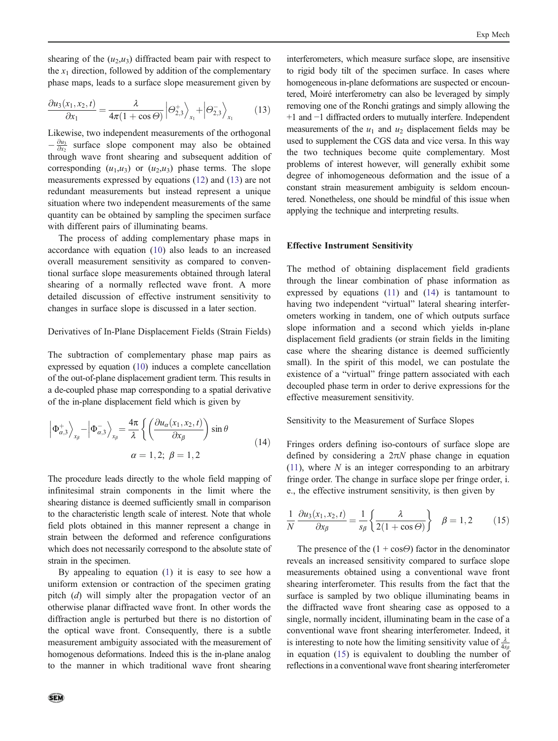shearing of the $(u_2,u_3)$ diffracted beam pair with respect to the $x_1$ direction, followed by addition of the complementary phase maps, leads to a surface slope measurement given by

$$\frac{\partial u_3(x_1,x_2,t)}{\partial x_1} = \frac{\lambda}{4\pi(1+\cos\Theta)}\left|\Theta_{2,3}^{+}\right\rangle_{x_1} + \left|\Theta_{2,3}^{-}\right\rangle_{x_1} \tag{13}$$

Likewise, two independent measurements of the orthogonal $-\frac{\partial u_3}{\partial x_2}$ surface slope component may also be obtained through wave front shearing and subsequent addition of corresponding $(u_1,u_3)$ or $(u_2,u_3)$ phase terms. The slope measurements expressed by equations (12) and (13) are not redundant measurements but instead represent a unique situation where two independent measurements of the same quantity can be obtained by sampling the specimen surface with different pairs of illuminating beams.

The process of adding complementary phase maps in accordance with equation (10) also leads to an increased overall measurement sensitivity as compared to conventional surface slope measurements obtained through lateral shearing of a normally reflected wave front. A more detailed discussion of effective instrument sensitivity to changes in surface slope is discussed in a later section.

### Derivatives of In-Plane Displacement Fields (Strain Fields)

The subtraction of complementary phase map pairs as expressed by equation (10) induces a complete cancellation of the out-of-plane displacement gradient term. This results in a de-coupled phase map corresponding to a spatial derivative of the in-plane displacement field which is given by

$$\left|\Phi_{\alpha,3}^{+}\right\rangle_{x_\beta} - \left|\Phi_{\alpha,3}^{-}\right\rangle_{x_\beta} = \frac{4\pi}{\lambda}\left\{\left(\frac{\partial u_\alpha(x_1,x_2,t)}{\partial x_\beta}\right)\sin\theta\right. \qquad \alpha = 1,2;\ \beta = 1,2 \tag{14}$$

The procedure leads directly to the whole field mapping of infinitesimal strain components in the limit where the shearing distance is deemed sufficiently small in comparison to the characteristic length scale of interest. Note that whole field plots obtained in this manner represent a change in strain between the deformed and reference configurations which does not necessarily correspond to the absolute state of strain in the specimen.

By appealing to equation (1) it is easy to see how a uniform extension or contraction of the specimen grating pitch ($d$) will simply alter the propagation vector of an otherwise planar diffracted wave front. In other words the diffraction angle is perturbed but there is no distortion of the optical wave front. Consequently, there is a subtle measurement ambiguity associated with the measurement of homogenous deformations. Indeed this is the in-plane analog to the manner in which traditional wave front shearing interferometers, which measure surface slope, are insensitive to rigid body tilt of the specimen surface. In cases where homogeneous in-plane deformations are suspected or encountered, Moiré interferometry can also be leveraged by simply removing one of the Ronchi gratings and simply allowing the +1 and −1 diffracted orders to mutually interfere. Independent measurements of the $u_1$ and $u_2$ displacement fields may be used to supplement the CGS data and vice versa. In this way the two techniques become quite complementary. Most problems of interest however, will generally exhibit some degree of inhomogeneous deformation and the issue of a constant strain measurement ambiguity is seldom encountered. Nonetheless, one should be mindful of this issue when applying the technique and interpreting results.

## Effective Instrument Sensitivity

The method of obtaining displacement field gradients through the linear combination of phase information as expressed by equations (11) and (14) is tantamount to having two independent "virtual" lateral shearing interferometers working in tandem, one of which outputs surface slope information and a second which yields in-plane displacement field gradients (or strain fields in the limiting case where the shearing distance is deemed sufficiently small). In the spirit of this model, we can postulate the existence of a "virtual" fringe pattern associated with each decoupled phase term in order to derive expressions for the effective measurement sensitivity.

### Sensitivity to the Measurement of Surface Slopes

Fringes orders defining iso-contours of surface slope are defined by considering a $2\pi N$ phase change in equation (11), where $N$ is an integer corresponding to an arbitrary fringe order. The change in surface slope per fringe order, i.e., the effective instrument sensitivity, is then given by

$$\frac{1}{N}\frac{\partial u_3(x_1,x_2,t)}{\partial x_\beta} = \frac{1}{s_\beta}\left\{\frac{\lambda}{2(1+\cos\Theta)}\right\} \quad \beta = 1,2 \tag{15}$$

The presence of the $(1 + \cos\Theta)$ factor in the denominator reveals an increased sensitivity compared to surface slope measurements obtained using a conventional wave front shearing interferometer. This results from the fact that the surface is sampled by two oblique illuminating beams in the diffracted wave front shearing case as opposed to a single, normally incident, illuminating beam in the case of a conventional wave front shearing interferometer. Indeed, it is interesting to note how the limiting sensitivity value of $\frac{\lambda}{4s_\beta}$ in equation (15) is equivalent to doubling the number of reflections in a conventional wave front shearing interferometer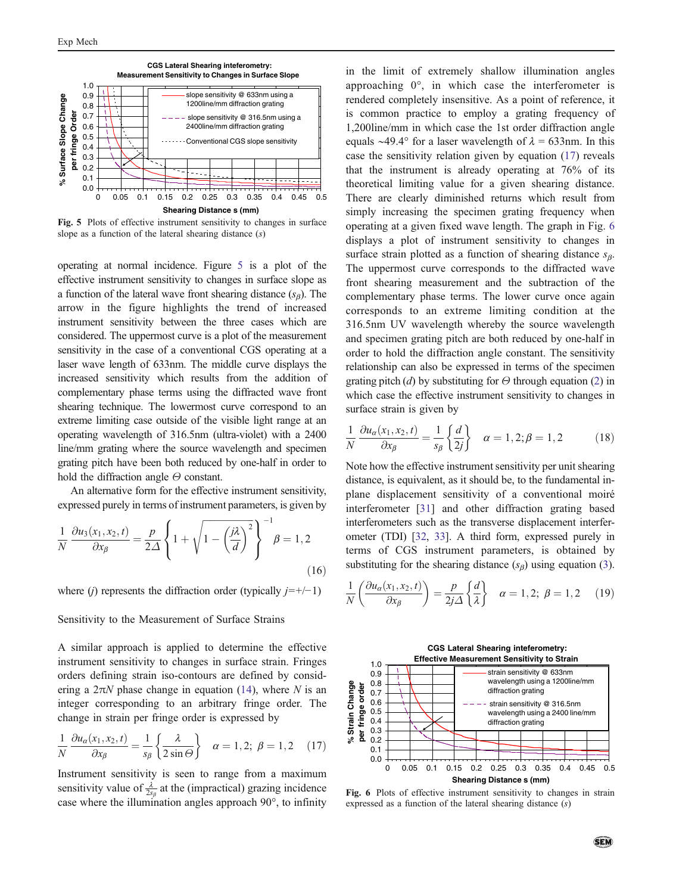Fig. 5 Plots of effective instrument sensitivity to changes in surface slope as a function of the lateral shearing distance ($s$)

operating at normal incidence. Figure 5 is a plot of the effective instrument sensitivity to changes in surface slope as a function of the lateral wave front shearing distance ($s_\beta$). The arrow in the figure highlights the trend of increased instrument sensitivity between the three cases which are considered. The uppermost curve is a plot of the measurement sensitivity in the case of a conventional CGS operating at a laser wave length of 633nm. The middle curve displays the increased sensitivity which results from the addition of complementary phase terms using the diffracted wave front shearing technique. The lowermost curve correspond to an extreme limiting case outside of the visible light range at an operating wavelength of 316.5nm (ultra-violet) with a 2400 line/mm grating where the source wavelength and specimen grating pitch have been both reduced by one-half in order to hold the diffraction angle $\Theta$ constant.

An alternative form for the effective instrument sensitivity, expressed purely in terms of instrument parameters, is given by

$$\frac{1}{N}\frac{\partial u_3(x_1,x_2,t)}{\partial x_\beta} = \frac{p}{2\Delta}\left\{1+\sqrt{1-\left(\frac{j\lambda}{d}\right)^2}\right\}^{-1} \quad \beta = 1,2 \tag{16}$$

where ($j$) represents the diffraction order (typically $j=+/-1$)

## Sensitivity to the Measurement of Surface Strains

A similar approach is applied to determine the effective instrument sensitivity to changes in surface strain. Fringes orders defining strain iso-contours are defined by considering a $2\pi N$ phase change in equation (14), where $N$ is an integer corresponding to an arbitrary fringe order. The change in strain per fringe order is expressed by

$$\frac{1}{N}\frac{\partial u_\alpha(x_1,x_2,t)}{\partial x_\beta} = \frac{1}{s_\beta}\left\{\frac{\lambda}{2\sin\Theta}\right\} \quad \alpha = 1,2;\ \beta = 1,2 \tag{17}$$

Instrument sensitivity is seen to range from a maximum sensitivity value of $\frac{\lambda}{2s_\beta}$ at the (impractical) grazing incidence case where the illumination angles approach 90°, to infinity in the limit of extremely shallow illumination angles approaching 0°, in which case the interferometer is rendered completely insensitive. As a point of reference, it is common practice to employ a grating frequency of 1,200line/mm in which case the 1st order diffraction angle equals ~49.4° for a laser wavelength of $\lambda$ = 633nm. In this case the sensitivity relation given by equation (17) reveals that the instrument is already operating at 76% of its theoretical limiting value for a given shearing distance. There are clearly diminished returns which result from simply increasing the specimen grating frequency when operating at a given fixed wave length. The graph in Fig. 6 displays a plot of instrument sensitivity to changes in surface strain plotted as a function of shearing distance $s_\beta$. The uppermost curve corresponds to the diffracted wave front shearing measurement and the subtraction of the complementary phase terms. The lower curve once again corresponds to an extreme limiting condition at the 316.5nm UV wavelength whereby the source wavelength and specimen grating pitch are both reduced by one-half in order to hold the diffraction angle constant. The sensitivity relationship can also be expressed in terms of the specimen grating pitch ($d$) by substituting for $\Theta$ through equation (2) in which case the effective instrument sensitivity to changes in surface strain is given by

$$\frac{1}{N}\frac{\partial u_\alpha(x_1,x_2,t)}{\partial x_\beta} = \frac{1}{s_\beta}\left\{\frac{d}{2j}\right\} \quad \alpha = 1,2;\beta = 1,2 \tag{18}$$

Note how the effective instrument sensitivity per unit shearing distance, is equivalent, as it should be, to the fundamental in-plane displacement sensitivity of a conventional moiré interferometer [31] and other diffraction grating based interferometers such as the transverse displacement interferometer (TDI) [32, 33]. A third form, expressed purely in terms of CGS instrument parameters, is obtained by substituting for the shearing distance ($s_\beta$) using equation (3).

$$\frac{1}{N}\left(\frac{\partial u_\alpha(x_1,x_2,t)}{\partial x_\beta}\right) = \frac{p}{2j\Delta}\left\{\frac{d}{\lambda}\right\} \quad \alpha = 1,2;\ \beta = 1,2 \tag{19}$$

Fig. 6 Plots of effective instrument sensitivity to changes in strain expressed as a function of the lateral shearing distance ($s$)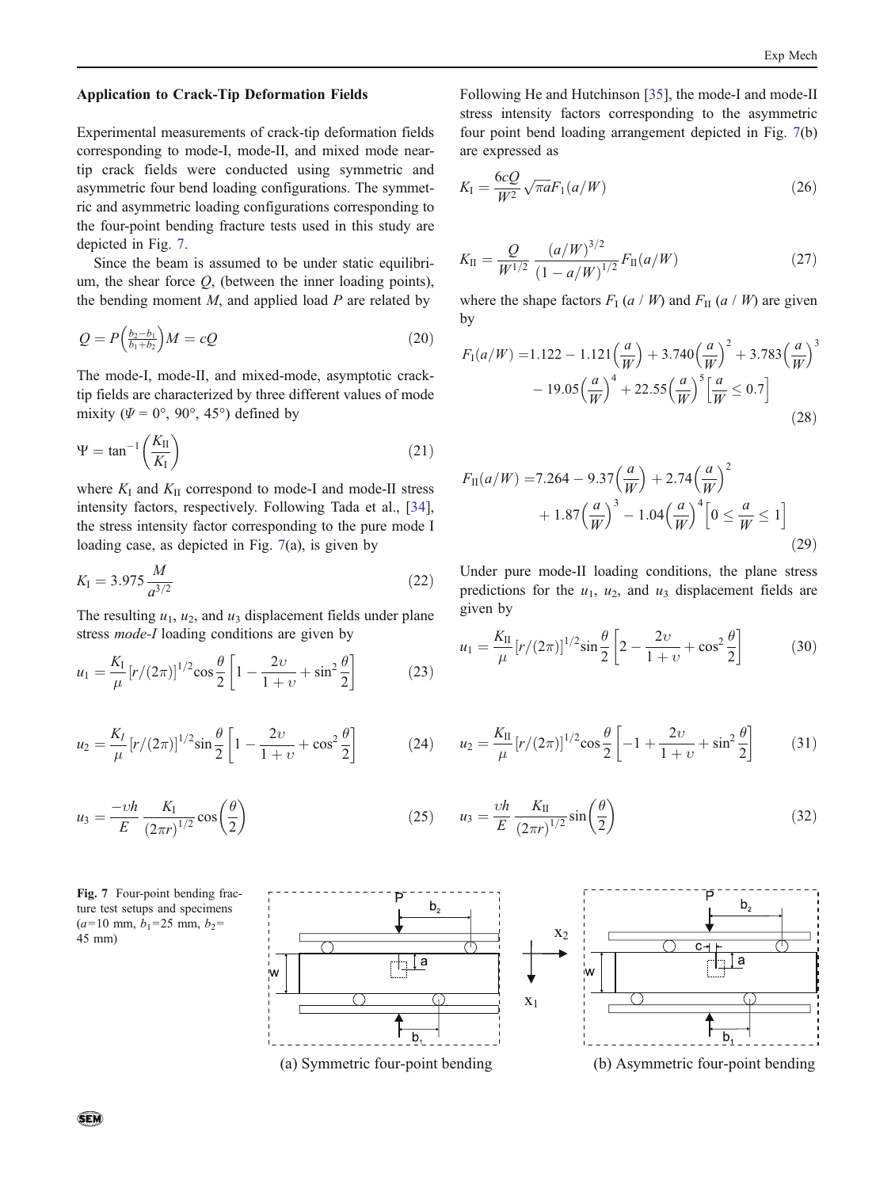**Application to Crack-Tip Deformation Fields**

Experimental measurements of crack-tip deformation fields corresponding to mode-I, mode-II, and mixed mode near-tip crack fields were conducted using symmetric and asymmetric four bend loading configurations. The symmetric and asymmetric loading configurations corresponding to the four-point bending fracture tests used in this study are depicted in Fig. 7.

Since the beam is assumed to be under static equilibrium, the shear force $Q$, (between the inner loading points), the bending moment $M$, and applied load $P$ are related by

$$Q = P\left(\frac{b_2 - b_1}{b_1 + b_2}\right) M = cQ \tag{20}$$

The mode-I, mode-II, and mixed-mode, asymptotic crack-tip fields are characterized by three different values of mode mixity ($\Psi = 0°, 90°, 45°$) defined by

$$\Psi = \tan^{-1}\left(\frac{K_{\mathrm{II}}}{K_{\mathrm{I}}}\right) \tag{21}$$

where $K_{\mathrm{I}}$ and $K_{\mathrm{II}}$ correspond to mode-I and mode-II stress intensity factors, respectively. Following Tada et al., [34], the stress intensity factor corresponding to the pure mode I loading case, as depicted in Fig. 7(a), is given by

$$K_{\mathrm{I}} = 3.975\frac{M}{a^{3/2}} \tag{22}$$

The resulting $u_1$, $u_2$, and $u_3$ displacement fields under plane stress *mode-I* loading conditions are given by

$$u_1 = \frac{K_{\mathrm{I}}}{\mu}[r/(2\pi)]^{1/2}\cos\frac{\theta}{2}\left[1 - \frac{2\upsilon}{1+\upsilon} + \sin^2\frac{\theta}{2}\right] \tag{23}$$

$$u_2 = \frac{K_I}{\mu}[r/(2\pi)]^{1/2}\sin\frac{\theta}{2}\left[1 - \frac{2\upsilon}{1+\upsilon} + \cos^2\frac{\theta}{2}\right] \tag{24}$$

$$u_3 = \frac{-\upsilon h}{E}\frac{K_{\mathrm{I}}}{(2\pi r)^{1/2}}\cos\left(\frac{\theta}{2}\right) \tag{25}$$

Following He and Hutchinson [35], the mode-I and mode-II stress intensity factors corresponding to the asymmetric four point bend loading arrangement depicted in Fig. 7(b) are expressed as

$$K_{\mathrm{I}} = \frac{6cQ}{W^2}\sqrt{\pi a}F_{\mathrm{I}}(a/W) \tag{26}$$

$$K_{\mathrm{II}} = \frac{Q}{W^{1/2}}\frac{(a/W)^{3/2}}{(1-a/W)^{1/2}}F_{\mathrm{II}}(a/W) \tag{27}$$

where the shape factors $F_{\mathrm{I}}(a/W)$ and $F_{\mathrm{II}}(a/W)$ are given by

$$F_{\mathrm{I}}(a/W) = 1.122 - 1.121\left(\frac{a}{W}\right) + 3.740\left(\frac{a}{W}\right)^2 + 3.783\left(\frac{a}{W}\right)^3 - 19.05\left(\frac{a}{W}\right)^4 + 22.55\left(\frac{a}{W}\right)^5\left[\frac{a}{W} \leq 0.7\right] \tag{28}$$

$$F_{\mathrm{II}}(a/W) = 7.264 - 9.37\left(\frac{a}{W}\right) + 2.74\left(\frac{a}{W}\right)^2 + 1.87\left(\frac{a}{W}\right)^3 - 1.04\left(\frac{a}{W}\right)^4\left[0 \leq \frac{a}{W} \leq 1\right] \tag{29}$$

Under pure mode-II loading conditions, the plane stress predictions for the $u_1$, $u_2$, and $u_3$ displacement fields are given by

$$u_1 = \frac{K_{\mathrm{II}}}{\mu}[r/(2\pi)]^{1/2}\sin\frac{\theta}{2}\left[2 - \frac{2\upsilon}{1+\upsilon} + \cos^2\frac{\theta}{2}\right] \tag{30}$$

$$u_2 = \frac{K_{\mathrm{II}}}{\mu}[r/(2\pi)]^{1/2}\cos\frac{\theta}{2}\left[-1 + \frac{2\upsilon}{1+\upsilon} + \sin^2\frac{\theta}{2}\right] \tag{31}$$

$$u_3 = \frac{\upsilon h}{E}\frac{K_{\mathrm{II}}}{(2\pi r)^{1/2}}\sin\left(\frac{\theta}{2}\right) \tag{32}$$

(a) Symmetric four-point bending

(b) Asymmetric four-point bending

**Fig. 7** Four-point bending fracture test setups and specimens ($a$=10 mm, $b_1$=25 mm, $b_2$=45 mm)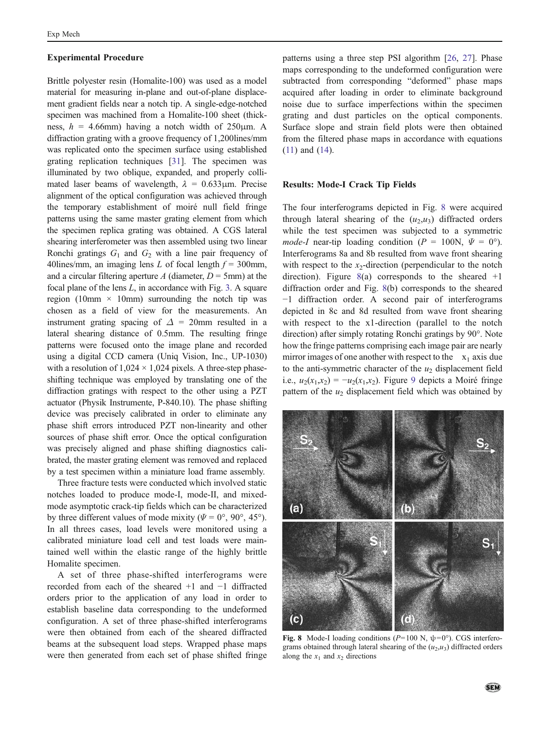### Experimental Procedure

Brittle polyester resin (Homalite-100) was used as a model material for measuring in-plane and out-of-plane displacement gradient fields near a notch tip. A single-edge-notched specimen was machined from a Homalite-100 sheet (thickness, $h$ = 4.66mm) having a notch width of 250μm. A diffraction grating with a groove frequency of 1,200lines/mm was replicated onto the specimen surface using established grating replication techniques [31]. The specimen was illuminated by two oblique, expanded, and properly collimated laser beams of wavelength, $\lambda$ = 0.633μm. Precise alignment of the optical configuration was achieved through the temporary establishment of moiré null field fringe patterns using the same master grating element from which the specimen replica grating was obtained. A CGS lateral shearing interferometer was then assembled using two linear Ronchi gratings $G_1$ and $G_2$ with a line pair frequency of 40lines/mm, an imaging lens $L$ of focal length $f$ = 300mm, and a circular filtering aperture $A$ (diameter, $D$ = 5mm) at the focal plane of the lens $L$, in accordance with Fig. 3. A square region (10mm × 10mm) surrounding the notch tip was chosen as a field of view for the measurements. An instrument grating spacing of $\Delta$ = 20mm resulted in a lateral shearing distance of 0.5mm. The resulting fringe patterns were focused onto the image plane and recorded using a digital CCD camera (Uniq Vision, Inc., UP-1030) with a resolution of 1,024 × 1,024 pixels. A three-step phase-shifting technique was employed by translating one of the diffraction gratings with respect to the other using a PZT actuator (Physik Instrumente, P-840.10). The phase shifting device was precisely calibrated in order to eliminate any phase shift errors introduced PZT non-linearity and other sources of phase shift error. Once the optical configuration was precisely aligned and phase shifting diagnostics calibrated, the master grating element was removed and replaced by a test specimen within a miniature load frame assembly.

Three fracture tests were conducted which involved static notches loaded to produce mode-I, mode-II, and mixed-mode asymptotic crack-tip fields which can be characterized by three different values of mode mixity ($\Psi$ = 0°, 90°, 45°). In all threes cases, load levels were monitored using a calibrated miniature load cell and test loads were maintained well within the elastic range of the highly brittle Homalite specimen.

A set of three phase-shifted interferograms were recorded from each of the sheared +1 and −1 diffracted orders prior to the application of any load in order to establish baseline data corresponding to the undeformed configuration. A set of three phase-shifted interferograms were then obtained from each of the sheared diffracted beams at the subsequent load steps. Wrapped phase maps were then generated from each set of phase shifted fringe patterns using a three step PSI algorithm [26, 27]. Phase maps corresponding to the undeformed configuration were subtracted from corresponding "deformed" phase maps acquired after loading in order to eliminate background noise due to surface imperfections within the specimen grating and dust particles on the optical components. Surface slope and strain field plots were then obtained from the filtered phase maps in accordance with equations (11) and (14).

### Results: Mode-I Crack Tip Fields

The four interferograms depicted in Fig. 8 were acquired through lateral shearing of the ($u_2$,$u_3$) diffracted orders while the test specimen was subjected to a symmetric *mode-I* near-tip loading condition ($P$ = 100N, $\Psi$ = 0°). Interferograms 8a and 8b resulted from wave front shearing with respect to the $x_2$-direction (perpendicular to the notch direction). Figure 8(a) corresponds to the sheared +1 diffraction order and Fig. 8(b) corresponds to the sheared −1 diffraction order. A second pair of interferograms depicted in 8c and 8d resulted from wave front shearing with respect to the x1-direction (parallel to the notch direction) after simply rotating Ronchi gratings by 90°. Note how the fringe patterns comprising each image pair are nearly mirror images of one another with respect to the $x_1$ axis due to the anti-symmetric character of the $u_2$ displacement field i.e., $u_2(x_1,x_2) = -u_2(x_1,x_2)$. Figure 9 depicts a Moiré fringe pattern of the $u_2$ displacement field which was obtained by

**Fig. 8** Mode-I loading conditions ($P$=100 N, $\psi$=0°). CGS interferograms obtained through lateral shearing of the ($u_2$,$u_3$) diffracted orders along the $x_1$ and $x_2$ directions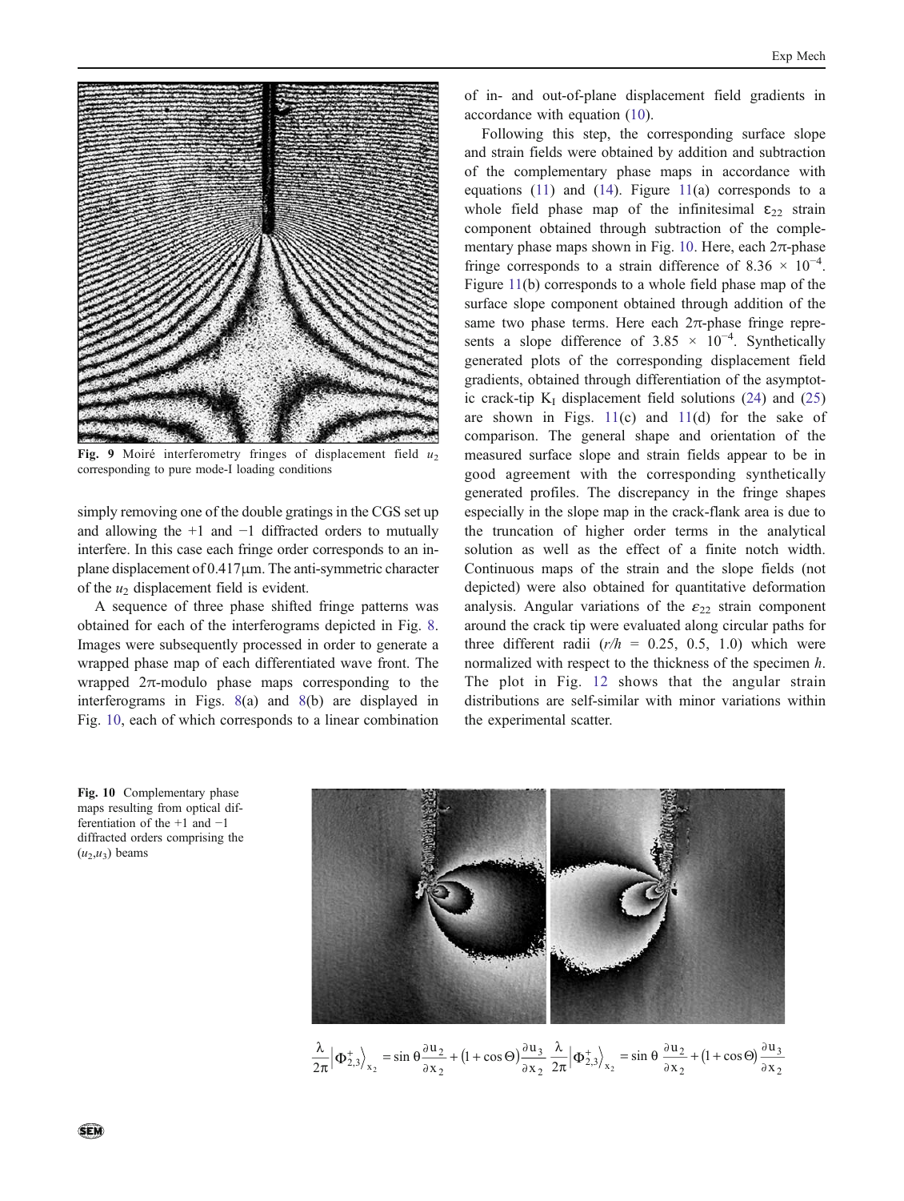Fig. 9 Moiré interferometry fringes of displacement field $u_2$ corresponding to pure mode-I loading conditions

simply removing one of the double gratings in the CGS set up and allowing the +1 and −1 diffracted orders to mutually interfere. In this case each fringe order corresponds to an in-plane displacement of 0.417 μm. The anti-symmetric character of the $u_2$ displacement field is evident.

A sequence of three phase shifted fringe patterns was obtained for each of the interferograms depicted in Fig. 8. Images were subsequently processed in order to generate a wrapped phase map of each differentiated wave front. The wrapped 2π-modulo phase maps corresponding to the interferograms in Figs. 8(a) and 8(b) are displayed in Fig. 10, each of which corresponds to a linear combination of in- and out-of-plane displacement field gradients in accordance with equation (10).

Following this step, the corresponding surface slope and strain fields were obtained by addition and subtraction of the complementary phase maps in accordance with equations (11) and (14). Figure 11(a) corresponds to a whole field phase map of the infinitesimal $\varepsilon_{22}$ strain component obtained through subtraction of the complementary phase maps shown in Fig. 10. Here, each 2π-phase fringe corresponds to a strain difference of $8.36 \times 10^{-4}$. Figure 11(b) corresponds to a whole field phase map of the surface slope component obtained through addition of the same two phase terms. Here each 2π-phase fringe represents a slope difference of $3.85 \times 10^{-4}$. Synthetically generated plots of the corresponding displacement field gradients, obtained through differentiation of the asymptotic crack-tip $K_I$ displacement field solutions (24) and (25) are shown in Figs. 11(c) and 11(d) for the sake of comparison. The general shape and orientation of the measured surface slope and strain fields appear to be in good agreement with the corresponding synthetically generated profiles. The discrepancy in the fringe shapes especially in the slope map in the crack-flank area is due to the truncation of higher order terms in the analytical solution as well as the effect of a finite notch width. Continuous maps of the strain and the slope fields (not depicted) were also obtained for quantitative deformation analysis. Angular variations of the $\varepsilon_{22}$ strain component around the crack tip were evaluated along circular paths for three different radii ($r/h$ = 0.25, 0.5, 1.0) which were normalized with respect to the thickness of the specimen $h$. The plot in Fig. 12 shows that the angular strain distributions are self-similar with minor variations within the experimental scatter.

$$\frac{\lambda}{2\pi}\left|\Phi_{2,3}^{+}\right\rangle_{x_2} = \sin\theta\frac{\partial u_2}{\partial x_2} + (1+\cos\Theta)\frac{\partial u_3}{\partial x_2} \qquad \frac{\lambda}{2\pi}\left|\Phi_{2,3}^{+}\right\rangle_{x_2} = \sin\theta\frac{\partial u_2}{\partial x_2} + (1+\cos\Theta)\frac{\partial u_3}{\partial x_2}$$

Fig. 10 Complementary phase maps resulting from optical differentiation of the +1 and −1 diffracted orders comprising the $(u_2,u_3)$ beams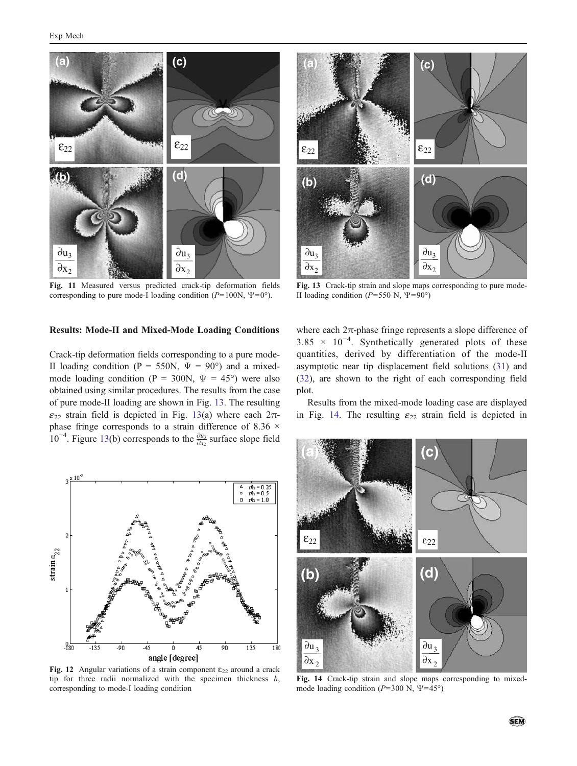Fig. 11 Measured versus predicted crack-tip deformation fields corresponding to pure mode-I loading condition ($P$=100N, $\Psi$=0°).

Fig. 13 Crack-tip strain and slope maps corresponding to pure mode-II loading condition ($P$=550 N, $\Psi$=90°)

**Results: Mode-II and Mixed-Mode Loading Conditions**

Crack-tip deformation fields corresponding to a pure mode-II loading condition (P = 550N, $\Psi$ = 90°) and a mixed-mode loading condition (P = 300N, $\Psi$ = 45°) were also obtained using similar procedures. The results from the case of pure mode-II loading are shown in Fig. 13. The resulting $\varepsilon_{22}$ strain field is depicted in Fig. 13(a) where each 2π-phase fringe corresponds to a strain difference of 8.36 × $10^{-4}$. Figure 13(b) corresponds to the $\frac{\partial u_3}{\partial x_2}$ surface slope field where each 2π-phase fringe represents a slope difference of 3.85 × $10^{-4}$. Synthetically generated plots of these quantities, derived by differentiation of the mode-II asymptotic near tip displacement field solutions (31) and (32), are shown to the right of each corresponding field plot.

Results from the mixed-mode loading case are displayed in Fig. 14. The resulting $\varepsilon_{22}$ strain field is depicted in

Fig. 12 Angular variations of a strain component $\varepsilon_{22}$ around a crack tip for three radii normalized with the specimen thickness $h$, corresponding to mode-I loading condition

Fig. 14 Crack-tip strain and slope maps corresponding to mixed-mode loading condition ($P$=300 N, $\Psi$=45°)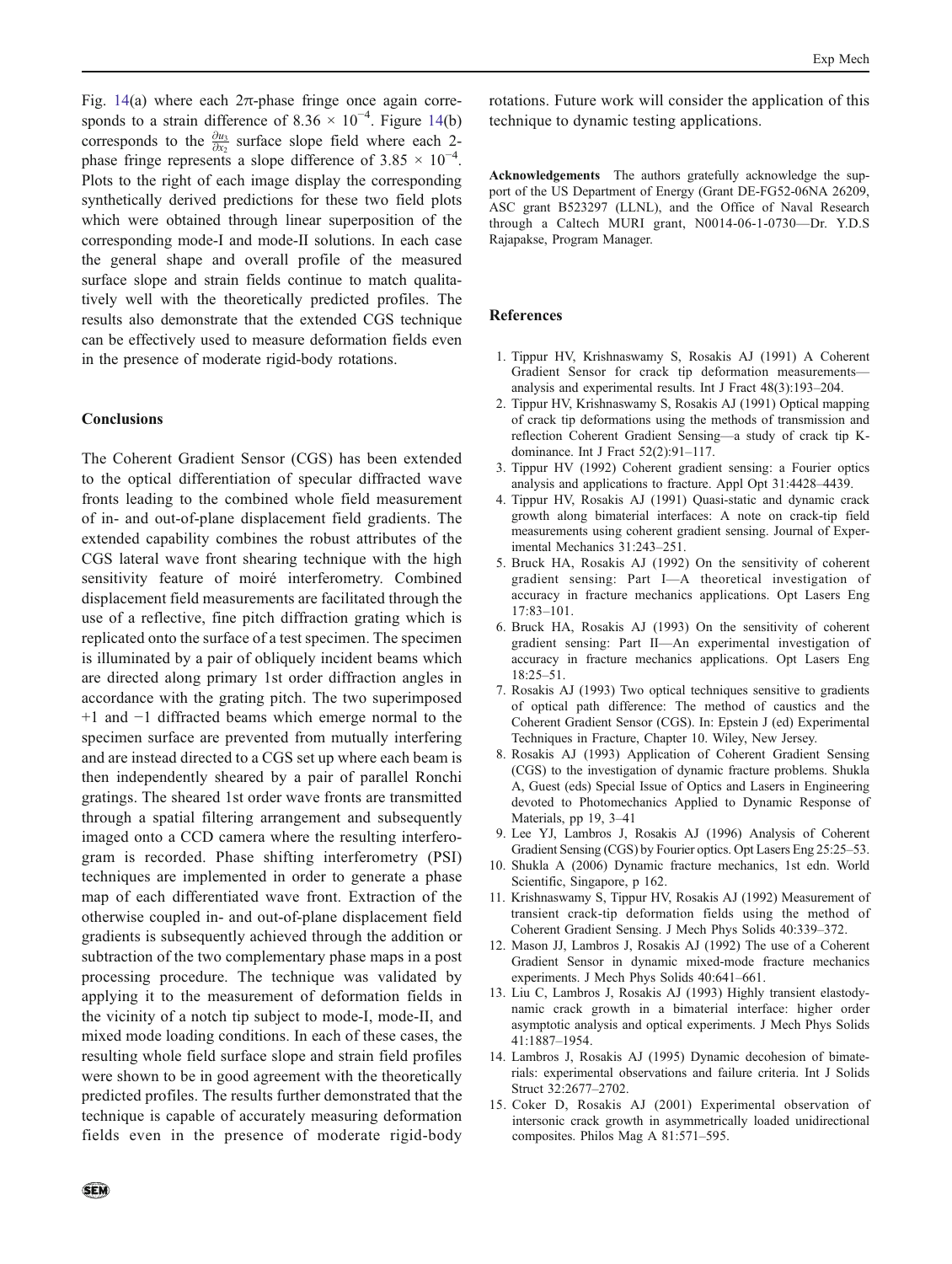Fig. 14(a) where each $2\pi$-phase fringe once again corresponds to a strain difference of $8.36 \times 10^{-4}$. Figure 14(b) corresponds to the $\frac{\partial u_3}{\partial x_2}$ surface slope field where each 2-phase fringe represents a slope difference of $3.85 \times 10^{-4}$. Plots to the right of each image display the corresponding synthetically derived predictions for these two field plots which were obtained through linear superposition of the corresponding mode-I and mode-II solutions. In each case the general shape and overall profile of the measured surface slope and strain fields continue to match qualitatively well with the theoretically predicted profiles. The results also demonstrate that the extended CGS technique can be effectively used to measure deformation fields even in the presence of moderate rigid-body rotations.

## Conclusions

The Coherent Gradient Sensor (CGS) has been extended to the optical differentiation of specular diffracted wave fronts leading to the combined whole field measurement of in- and out-of-plane displacement field gradients. The extended capability combines the robust attributes of the CGS lateral wave front shearing technique with the high sensitivity feature of moiré interferometry. Combined displacement field measurements are facilitated through the use of a reflective, fine pitch diffraction grating which is replicated onto the surface of a test specimen. The specimen is illuminated by a pair of obliquely incident beams which are directed along primary 1st order diffraction angles in accordance with the grating pitch. The two superimposed +1 and −1 diffracted beams which emerge normal to the specimen surface are prevented from mutually interfering and are instead directed to a CGS set up where each beam is then independently sheared by a pair of parallel Ronchi gratings. The sheared 1st order wave fronts are transmitted through a spatial filtering arrangement and subsequently imaged onto a CCD camera where the resulting interferogram is recorded. Phase shifting interferometry (PSI) techniques are implemented in order to generate a phase map of each differentiated wave front. Extraction of the otherwise coupled in- and out-of-plane displacement field gradients is subsequently achieved through the addition or subtraction of the two complementary phase maps in a post processing procedure. The technique was validated by applying it to the measurement of deformation fields in the vicinity of a notch tip subject to mode-I, mode-II, and mixed mode loading conditions. In each of these cases, the resulting whole field surface slope and strain field profiles were shown to be in good agreement with the theoretically predicted profiles. The results further demonstrated that the technique is capable of accurately measuring deformation fields even in the presence of moderate rigid-body rotations. Future work will consider the application of this technique to dynamic testing applications.

**Acknowledgements** The authors gratefully acknowledge the support of the US Department of Energy (Grant DE-FG52-06NA 26209, ASC grant B523297 (LLNL), and the Office of Naval Research through a Caltech MURI grant, N0014-06-1-0730—Dr. Y.D.S Rajapakse, Program Manager.

## References

1. Tippur HV, Krishnaswamy S, Rosakis AJ (1991) A Coherent Gradient Sensor for crack tip deformation measurements—analysis and experimental results. Int J Fract 48(3):193–204.
2. Tippur HV, Krishnaswamy S, Rosakis AJ (1991) Optical mapping of crack tip deformations using the methods of transmission and reflection Coherent Gradient Sensing—a study of crack tip K-dominance. Int J Fract 52(2):91–117.
3. Tippur HV (1992) Coherent gradient sensing: a Fourier optics analysis and applications to fracture. Appl Opt 31:4428–4439.
4. Tippur HV, Rosakis AJ (1991) Quasi-static and dynamic crack growth along bimaterial interfaces: A note on crack-tip field measurements using coherent gradient sensing. Journal of Experimental Mechanics 31:243–251.
5. Bruck HA, Rosakis AJ (1992) On the sensitivity of coherent gradient sensing: Part I—A theoretical investigation of accuracy in fracture mechanics applications. Opt Lasers Eng 17:83–101.
6. Bruck HA, Rosakis AJ (1993) On the sensitivity of coherent gradient sensing: Part II—An experimental investigation of accuracy in fracture mechanics applications. Opt Lasers Eng 18:25–51.
7. Rosakis AJ (1993) Two optical techniques sensitive to gradients of optical path difference: The method of caustics and the Coherent Gradient Sensor (CGS). In: Epstein J (ed) Experimental Techniques in Fracture, Chapter 10. Wiley, New Jersey.
8. Rosakis AJ (1993) Application of Coherent Gradient Sensing (CGS) to the investigation of dynamic fracture problems. Shukla A, Guest (eds) Special Issue of Optics and Lasers in Engineering devoted to Photomechanics Applied to Dynamic Response of Materials, pp 19, 3–41
9. Lee YJ, Lambros J, Rosakis AJ (1996) Analysis of Coherent Gradient Sensing (CGS) by Fourier optics. Opt Lasers Eng 25:25–53.
10. Shukla A (2006) Dynamic fracture mechanics, 1st edn. World Scientific, Singapore, p 162.
11. Krishnaswamy S, Tippur HV, Rosakis AJ (1992) Measurement of transient crack-tip deformation fields using the method of Coherent Gradient Sensing. J Mech Phys Solids 40:339–372.
12. Mason JJ, Lambros J, Rosakis AJ (1992) The use of a Coherent Gradient Sensor in dynamic mixed-mode fracture mechanics experiments. J Mech Phys Solids 40:641–661.
13. Liu C, Lambros J, Rosakis AJ (1993) Highly transient elastodynamic crack growth in a bimaterial interface: higher order asymptotic analysis and optical experiments. J Mech Phys Solids 41:1887–1954.
14. Lambros J, Rosakis AJ (1995) Dynamic decohesion of bimaterials: experimental observations and failure criteria. Int J Solids Struct 32:2677–2702.
15. Coker D, Rosakis AJ (2001) Experimental observation of intersonic crack growth in asymmetrically loaded unidirectional composites. Philos Mag A 81:571–595.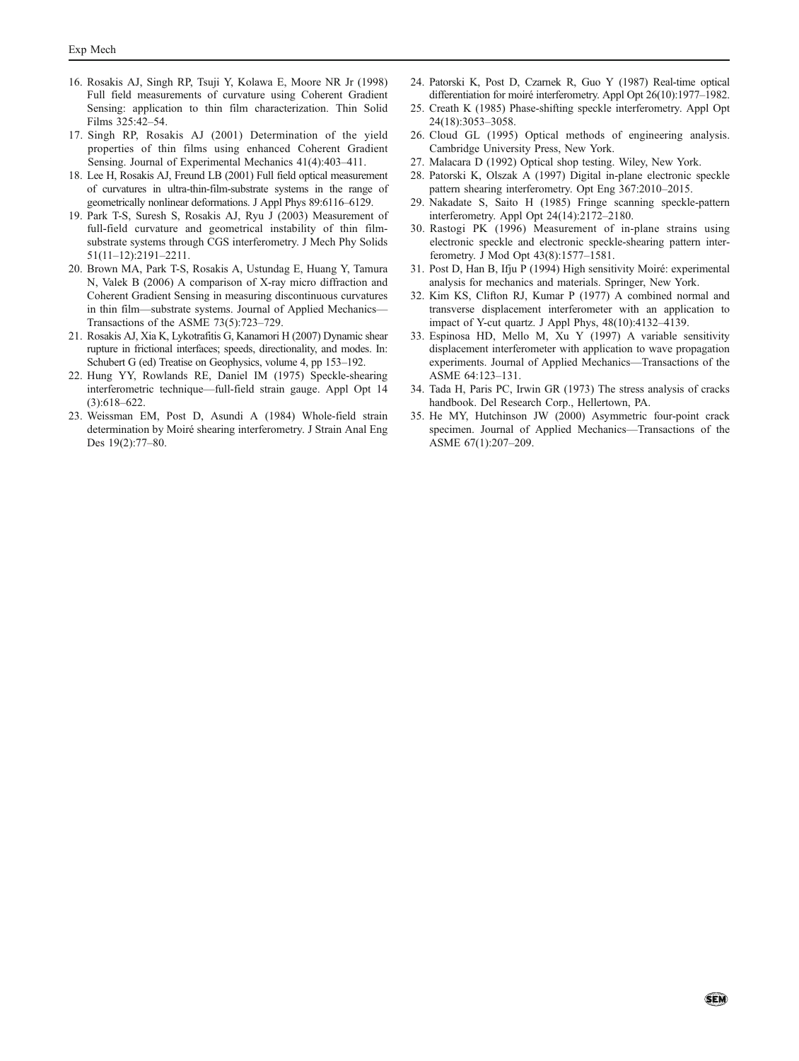16. Rosakis AJ, Singh RP, Tsuji Y, Kolawa E, Moore NR Jr (1998) Full field measurements of curvature using Coherent Gradient Sensing: application to thin film characterization. Thin Solid Films 325:42–54.
17. Singh RP, Rosakis AJ (2001) Determination of the yield properties of thin films using enhanced Coherent Gradient Sensing. Journal of Experimental Mechanics 41(4):403–411.
18. Lee H, Rosakis AJ, Freund LB (2001) Full field optical measurement of curvatures in ultra-thin-film-substrate systems in the range of geometrically nonlinear deformations. J Appl Phys 89:6116–6129.
19. Park T-S, Suresh S, Rosakis AJ, Ryu J (2003) Measurement of full-field curvature and geometrical instability of thin film-substrate systems through CGS interferometry. J Mech Phy Solids 51(11–12):2191–2211.
20. Brown MA, Park T-S, Rosakis A, Ustundag E, Huang Y, Tamura N, Valek B (2006) A comparison of X-ray micro diffraction and Coherent Gradient Sensing in measuring discontinuous curvatures in thin film—substrate systems. Journal of Applied Mechanics—Transactions of the ASME 73(5):723–729.
21. Rosakis AJ, Xia K, Lykotrafitis G, Kanamori H (2007) Dynamic shear rupture in frictional interfaces; speeds, directionality, and modes. In: Schubert G (ed) Treatise on Geophysics, volume 4, pp 153–192.
22. Hung YY, Rowlands RE, Daniel IM (1975) Speckle-shearing interferometric technique—full-field strain gauge. Appl Opt 14 (3):618–622.
23. Weissman EM, Post D, Asundi A (1984) Whole-field strain determination by Moiré shearing interferometry. J Strain Anal Eng Des 19(2):77–80.
24. Patorski K, Post D, Czarnek R, Guo Y (1987) Real-time optical differentiation for moiré interferometry. Appl Opt 26(10):1977–1982.
25. Creath K (1985) Phase-shifting speckle interferometry. Appl Opt 24(18):3053–3058.
26. Cloud GL (1995) Optical methods of engineering analysis. Cambridge University Press, New York.
27. Malacara D (1992) Optical shop testing. Wiley, New York.
28. Patorski K, Olszak A (1997) Digital in-plane electronic speckle pattern shearing interferometry. Opt Eng 367:2010–2015.
29. Nakadate S, Saito H (1985) Fringe scanning speckle-pattern interferometry. Appl Opt 24(14):2172–2180.
30. Rastogi PK (1996) Measurement of in-plane strains using electronic speckle and electronic speckle-shearing pattern interferometry. J Mod Opt 43(8):1577–1581.
31. Post D, Han B, Ifju P (1994) High sensitivity Moiré: experimental analysis for mechanics and materials. Springer, New York.
32. Kim KS, Clifton RJ, Kumar P (1977) A combined normal and transverse displacement interferometer with an application to impact of Y-cut quartz. J Appl Phys, 48(10):4132–4139.
33. Espinosa HD, Mello M, Xu Y (1997) A variable sensitivity displacement interferometer with application to wave propagation experiments. Journal of Applied Mechanics—Transactions of the ASME 64:123–131.
34. Tada H, Paris PC, Irwin GR (1973) The stress analysis of cracks handbook. Del Research Corp., Hellertown, PA.
35. He MY, Hutchinson JW (2000) Asymmetric four-point crack specimen. Journal of Applied Mechanics—Transactions of the ASME 67(1):207–209.